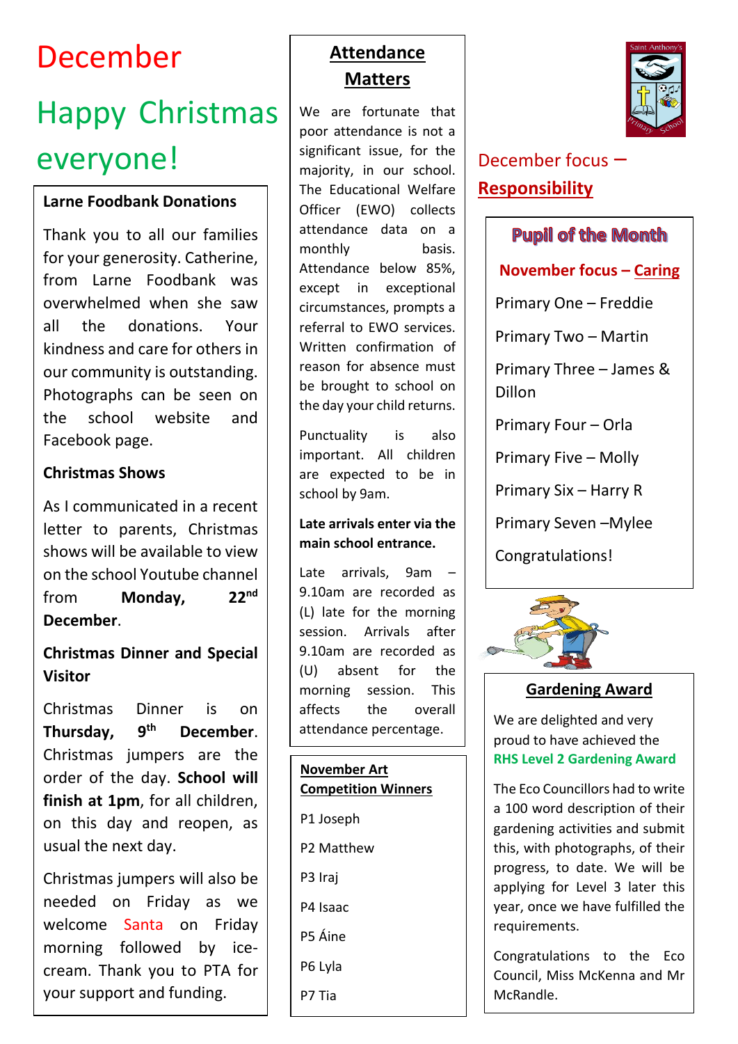# December

# Happy Christmas everyone!

### Larne Foodbank Donations

Thank you to all our families for your generosity. Catherine, from Larne Foodbank was overwhelmed when she saw all the donations. Your kindness and care for others in our community is outstanding. Photographs can be seen on the school website and Facebook page.

### Christmas Shows

As I communicated in a recent letter to parents, Christmas shows will be available to view on the school Youtube channel from **Monday, 22nd December**.

### Christmas Dinner and Special Visitor

Christmas Dinner is on **Thursday, 9th December**. Christmas jumpers are the order of the day. **School will finish at 1pm**, for all children, on this day and reopen, as usual the next day.

Christmas jumpers will also be needed on Friday as we welcome Santa on Friday morning followed by ice-cream. Thank you to PTA for your support and funding.

## Attendance Matters

We are fortunate that poor attendance is not a significant issue, for the majority, in our school. The Educational Welfare Officer (EWO) collects attendance data on a monthly basis. Attendance below 85%, except in exceptional circumstances, prompts a referral to EWO services. Written confirmation of reason for absence must be brought to school on the day your child returns.

Punctuality is also important. All children are expected to be in school by 9am.

**Late arrivals enter via the main school entrance.**

Late arrivals, 9am – 9.10am are recorded as (L) late for the morning session. Arrivals after 9.10am are recorded as (U) absent for the morning session. This affects the overall attendance percentage.

### November Art Competition Winners

P1 Joseph

P2 Matthew

P3 Iraj

P4 Isaac

P5 Áine

P6 Lyla

P7 Tia

## December focus – Responsibility

## Pupil of the Month

**November focus – Caring**

Primary One – Freddie

Primary Two – Martin

Primary Three – James & Dillon

Primary Four – Orla

Primary Five – Molly

Primary Six – Harry R

Primary Seven –Mylee

Congratulations!

## Gardening Award

We are delighted and very proud to have achieved the **RHS Level 2 Gardening Award**

The Eco Councillors had to write a 100 word description of their gardening activities and submit this, with photographs, of their progress, to date. We will be applying for Level 3 later this year, once we have fulfilled the requirements.

Congratulations to the Eco Council, Miss McKenna and Mr McRandle.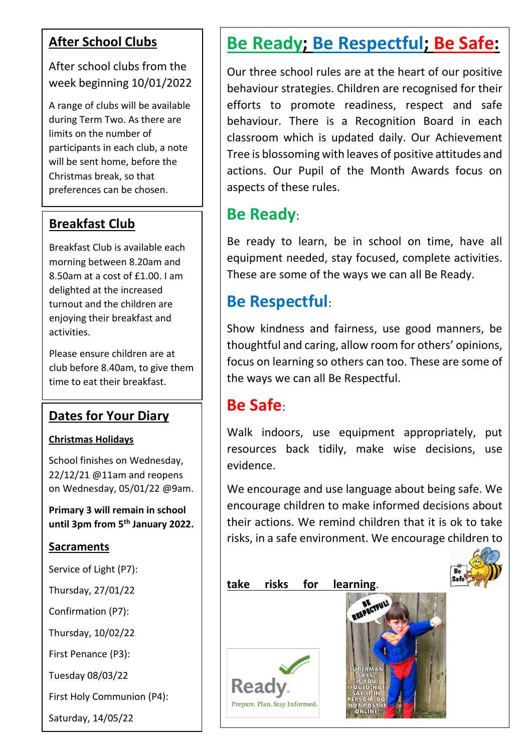## After School Clubs

After school clubs from the week beginning 10/01/2022

A range of clubs will be available during Term Two. As there are limits on the number of participants in each club, a note will be sent home, before the Christmas break, so that preferences can be chosen.

## Breakfast Club

Breakfast Club is available each morning between 8.20am and 8.50am at a cost of £1.00. I am delighted at the increased turnout and the children are enjoying their breakfast and activities.

Please ensure children are at club before 8.40am, to give them time to eat their breakfast.

## Dates for Your Diary

### Christmas Holidays

School finishes on Wednesday, 22/12/21 @11am and reopens on Wednesday, 05/01/22 @9am.

**Primary 3 will remain in school until 3pm from 5th January 2022.**

### Sacraments

Service of Light (P7):

Thursday, 27/01/22

Confirmation (P7):

Thursday, 10/02/22

First Penance (P3):

Tuesday 08/03/22

First Holy Communion (P4):

Saturday, 14/05/22

## Be Ready; Be Respectful; Be Safe:

Our three school rules are at the heart of our positive behaviour strategies. Children are recognised for their efforts to promote readiness, respect and safe behaviour. There is a Recognition Board in each classroom which is updated daily. Our Achievement Tree is blossoming with leaves of positive attitudes and actions. Our Pupil of the Month Awards focus on aspects of these rules.

## Be Ready:

Be ready to learn, be in school on time, have all equipment needed, stay focused, complete activities. These are some of the ways we can all Be Ready.

## Be Respectful:

Show kindness and fairness, use good manners, be thoughtful and caring, allow room for others' opinions, focus on learning so others can too. These are some of the ways we can all Be Respectful.

## Be Safe:

Walk indoors, use equipment appropriately, put resources back tidily, make wise decisions, use evidence.

We encourage and use language about being safe. We encourage children to make informed decisions about their actions. We remind children that it is ok to take risks, in a safe environment. We encourage children to **take risks for learning**.